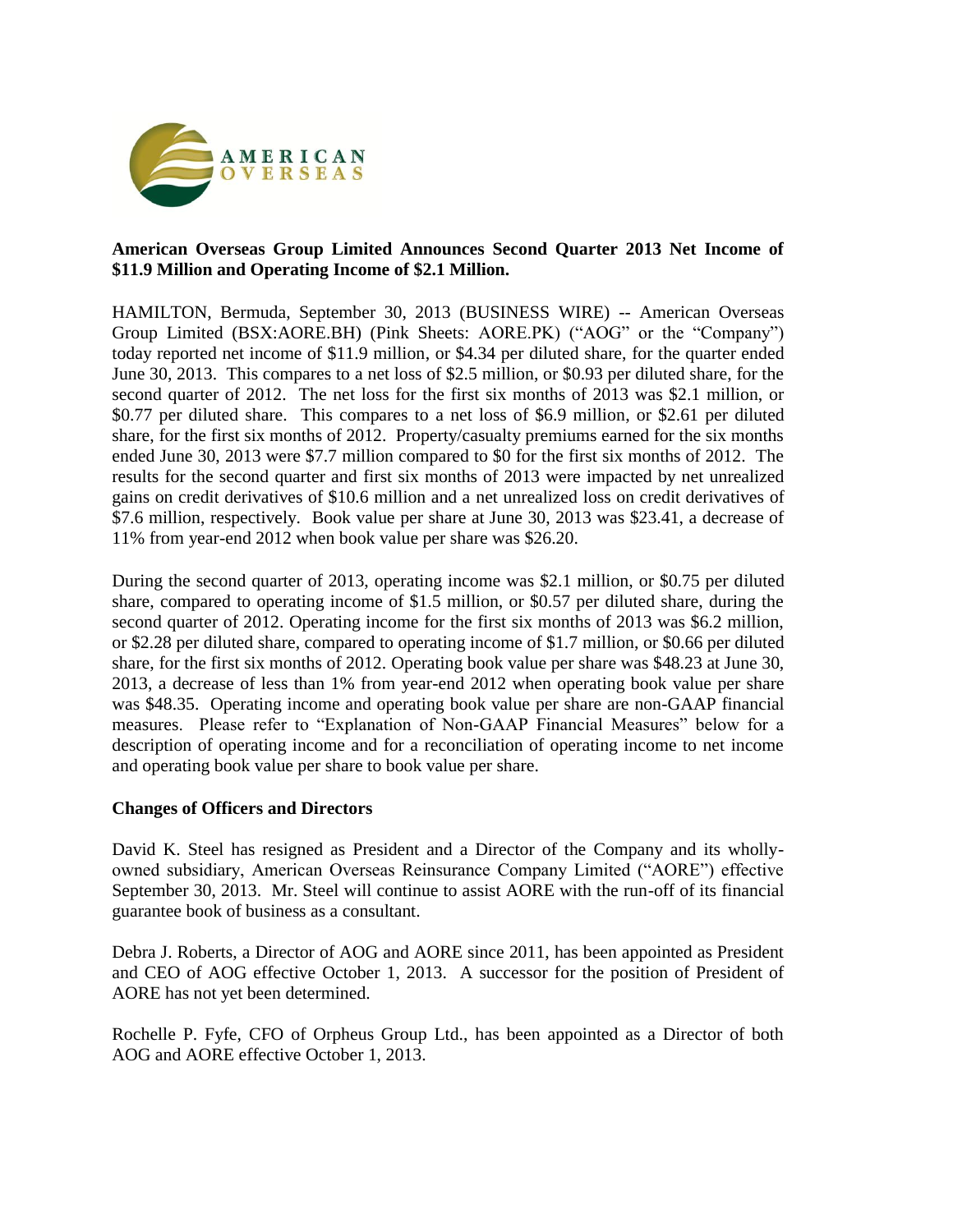**American Overseas Group Limited Announces Second Quarter 2013 Net Income of $11.9 Million and Operating Income of $2.1 Million.**

HAMILTON, Bermuda, September 30, 2013 (BUSINESS WIRE) -- American Overseas Group Limited (BSX:AORE.BH) (Pink Sheets: AORE.PK) ("AOG" or the "Company") today reported net income of $11.9 million, or $4.34 per diluted share, for the quarter ended June 30, 2013. This compares to a net loss of $2.5 million, or $0.93 per diluted share, for the second quarter of 2012. The net loss for the first six months of 2013 was $2.1 million, or $0.77 per diluted share. This compares to a net loss of $6.9 million, or $2.61 per diluted share, for the first six months of 2012. Property/casualty premiums earned for the six months ended June 30, 2013 were $7.7 million compared to $0 for the first six months of 2012. The results for the second quarter and first six months of 2013 were impacted by net unrealized gains on credit derivatives of $10.6 million and a net unrealized loss on credit derivatives of $7.6 million, respectively. Book value per share at June 30, 2013 was $23.41, a decrease of 11% from year-end 2012 when book value per share was $26.20.

During the second quarter of 2013, operating income was $2.1 million, or $0.75 per diluted share, compared to operating income of $1.5 million, or $0.57 per diluted share, during the second quarter of 2012. Operating income for the first six months of 2013 was $6.2 million, or $2.28 per diluted share, compared to operating income of $1.7 million, or $0.66 per diluted share, for the first six months of 2012. Operating book value per share was $48.23 at June 30, 2013, a decrease of less than 1% from year-end 2012 when operating book value per share was $48.35. Operating income and operating book value per share are non-GAAP financial measures. Please refer to "Explanation of Non-GAAP Financial Measures" below for a description of operating income and for a reconciliation of operating income to net income and operating book value per share to book value per share.

**Changes of Officers and Directors**

David K. Steel has resigned as President and a Director of the Company and its wholly-owned subsidiary, American Overseas Reinsurance Company Limited ("AORE") effective September 30, 2013. Mr. Steel will continue to assist AORE with the run-off of its financial guarantee book of business as a consultant.

Debra J. Roberts, a Director of AOG and AORE since 2011, has been appointed as President and CEO of AOG effective October 1, 2013. A successor for the position of President of AORE has not yet been determined.

Rochelle P. Fyfe, CFO of Orpheus Group Ltd., has been appointed as a Director of both AOG and AORE effective October 1, 2013.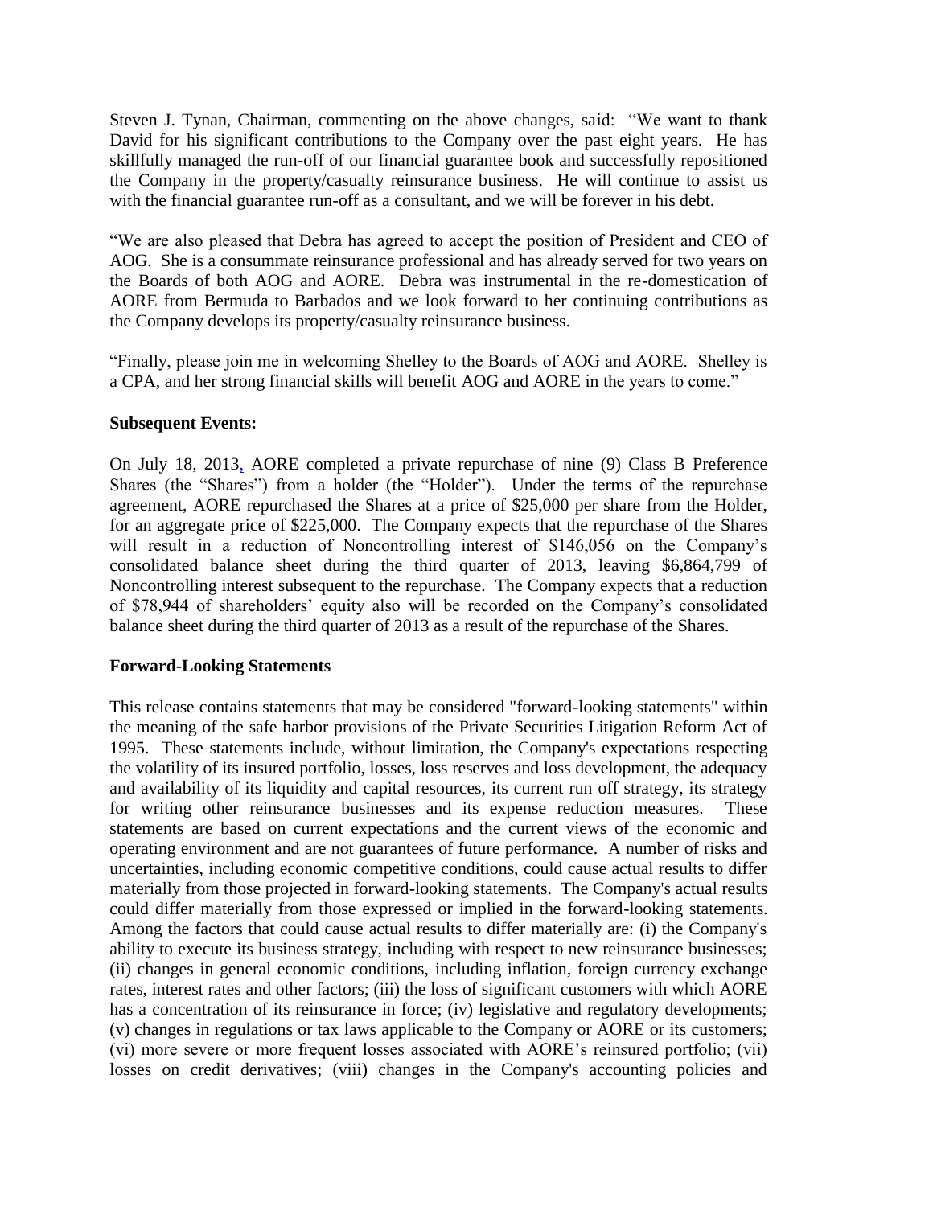Steven J. Tynan, Chairman, commenting on the above changes, said: "We want to thank David for his significant contributions to the Company over the past eight years. He has skillfully managed the run-off of our financial guarantee book and successfully repositioned the Company in the property/casualty reinsurance business. He will continue to assist us with the financial guarantee run-off as a consultant, and we will be forever in his debt.

"We are also pleased that Debra has agreed to accept the position of President and CEO of AOG. She is a consummate reinsurance professional and has already served for two years on the Boards of both AOG and AORE. Debra was instrumental in the re-domestication of AORE from Bermuda to Barbados and we look forward to her continuing contributions as the Company develops its property/casualty reinsurance business.

"Finally, please join me in welcoming Shelley to the Boards of AOG and AORE. Shelley is a CPA, and her strong financial skills will benefit AOG and AORE in the years to come."

**Subsequent Events:**

On July 18, 2013, AORE completed a private repurchase of nine (9) Class B Preference Shares (the "Shares") from a holder (the "Holder"). Under the terms of the repurchase agreement, AORE repurchased the Shares at a price of $25,000 per share from the Holder, for an aggregate price of $225,000. The Company expects that the repurchase of the Shares will result in a reduction of Noncontrolling interest of $146,056 on the Company's consolidated balance sheet during the third quarter of 2013, leaving $6,864,799 of Noncontrolling interest subsequent to the repurchase. The Company expects that a reduction of $78,944 of shareholders' equity also will be recorded on the Company's consolidated balance sheet during the third quarter of 2013 as a result of the repurchase of the Shares.

**Forward-Looking Statements**

This release contains statements that may be considered "forward-looking statements" within the meaning of the safe harbor provisions of the Private Securities Litigation Reform Act of 1995. These statements include, without limitation, the Company's expectations respecting the volatility of its insured portfolio, losses, loss reserves and loss development, the adequacy and availability of its liquidity and capital resources, its current run off strategy, its strategy for writing other reinsurance businesses and its expense reduction measures. These statements are based on current expectations and the current views of the economic and operating environment and are not guarantees of future performance. A number of risks and uncertainties, including economic competitive conditions, could cause actual results to differ materially from those projected in forward-looking statements. The Company's actual results could differ materially from those expressed or implied in the forward-looking statements. Among the factors that could cause actual results to differ materially are: (i) the Company's ability to execute its business strategy, including with respect to new reinsurance businesses; (ii) changes in general economic conditions, including inflation, foreign currency exchange rates, interest rates and other factors; (iii) the loss of significant customers with which AORE has a concentration of its reinsurance in force; (iv) legislative and regulatory developments; (v) changes in regulations or tax laws applicable to the Company or AORE or its customers; (vi) more severe or more frequent losses associated with AORE's reinsured portfolio; (vii) losses on credit derivatives; (viii) changes in the Company's accounting policies and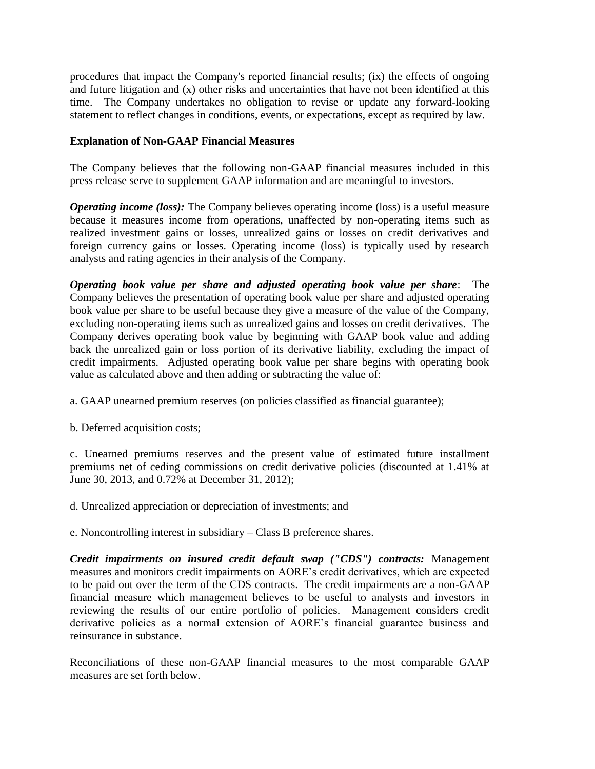procedures that impact the Company's reported financial results; (ix) the effects of ongoing and future litigation and (x) other risks and uncertainties that have not been identified at this time. The Company undertakes no obligation to revise or update any forward-looking statement to reflect changes in conditions, events, or expectations, except as required by law.

**Explanation of Non-GAAP Financial Measures**

The Company believes that the following non-GAAP financial measures included in this press release serve to supplement GAAP information and are meaningful to investors.

***Operating income (loss):*** The Company believes operating income (loss) is a useful measure because it measures income from operations, unaffected by non-operating items such as realized investment gains or losses, unrealized gains or losses on credit derivatives and foreign currency gains or losses. Operating income (loss) is typically used by research analysts and rating agencies in their analysis of the Company.

***Operating book value per share and adjusted operating book value per share***: The Company believes the presentation of operating book value per share and adjusted operating book value per share to be useful because they give a measure of the value of the Company, excluding non-operating items such as unrealized gains and losses on credit derivatives. The Company derives operating book value by beginning with GAAP book value and adding back the unrealized gain or loss portion of its derivative liability, excluding the impact of credit impairments. Adjusted operating book value per share begins with operating book value as calculated above and then adding or subtracting the value of:

a. GAAP unearned premium reserves (on policies classified as financial guarantee);

b. Deferred acquisition costs;

c. Unearned premiums reserves and the present value of estimated future installment premiums net of ceding commissions on credit derivative policies (discounted at 1.41% at June 30, 2013, and 0.72% at December 31, 2012);

d. Unrealized appreciation or depreciation of investments; and

e. Noncontrolling interest in subsidiary – Class B preference shares.

***Credit impairments on insured credit default swap ("CDS") contracts:*** Management measures and monitors credit impairments on AORE's credit derivatives, which are expected to be paid out over the term of the CDS contracts. The credit impairments are a non-GAAP financial measure which management believes to be useful to analysts and investors in reviewing the results of our entire portfolio of policies. Management considers credit derivative policies as a normal extension of AORE's financial guarantee business and reinsurance in substance.

Reconciliations of these non-GAAP financial measures to the most comparable GAAP measures are set forth below.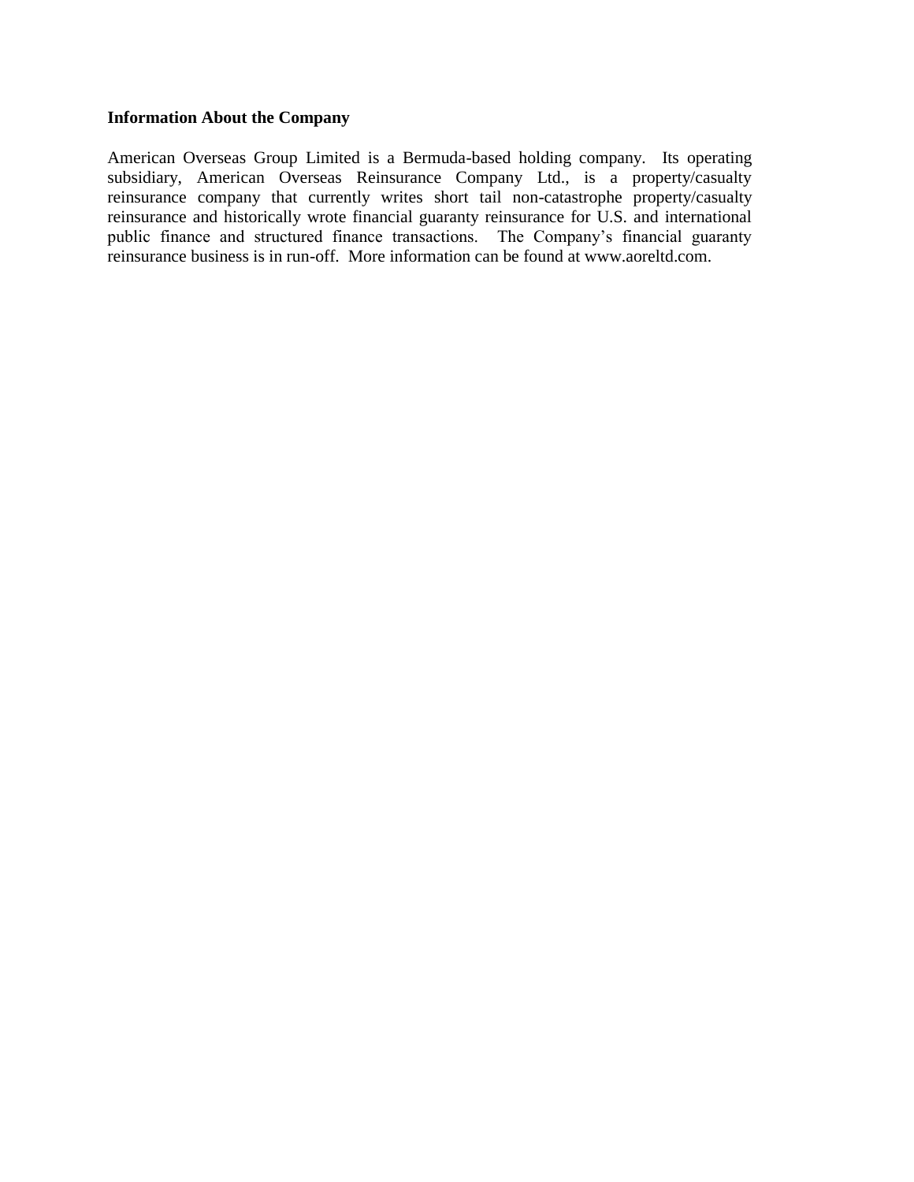**Information About the Company**

American Overseas Group Limited is a Bermuda-based holding company. Its operating subsidiary, American Overseas Reinsurance Company Ltd., is a property/casualty reinsurance company that currently writes short tail non-catastrophe property/casualty reinsurance and historically wrote financial guaranty reinsurance for U.S. and international public finance and structured finance transactions. The Company's financial guaranty reinsurance business is in run-off. More information can be found at www.aoreltd.com.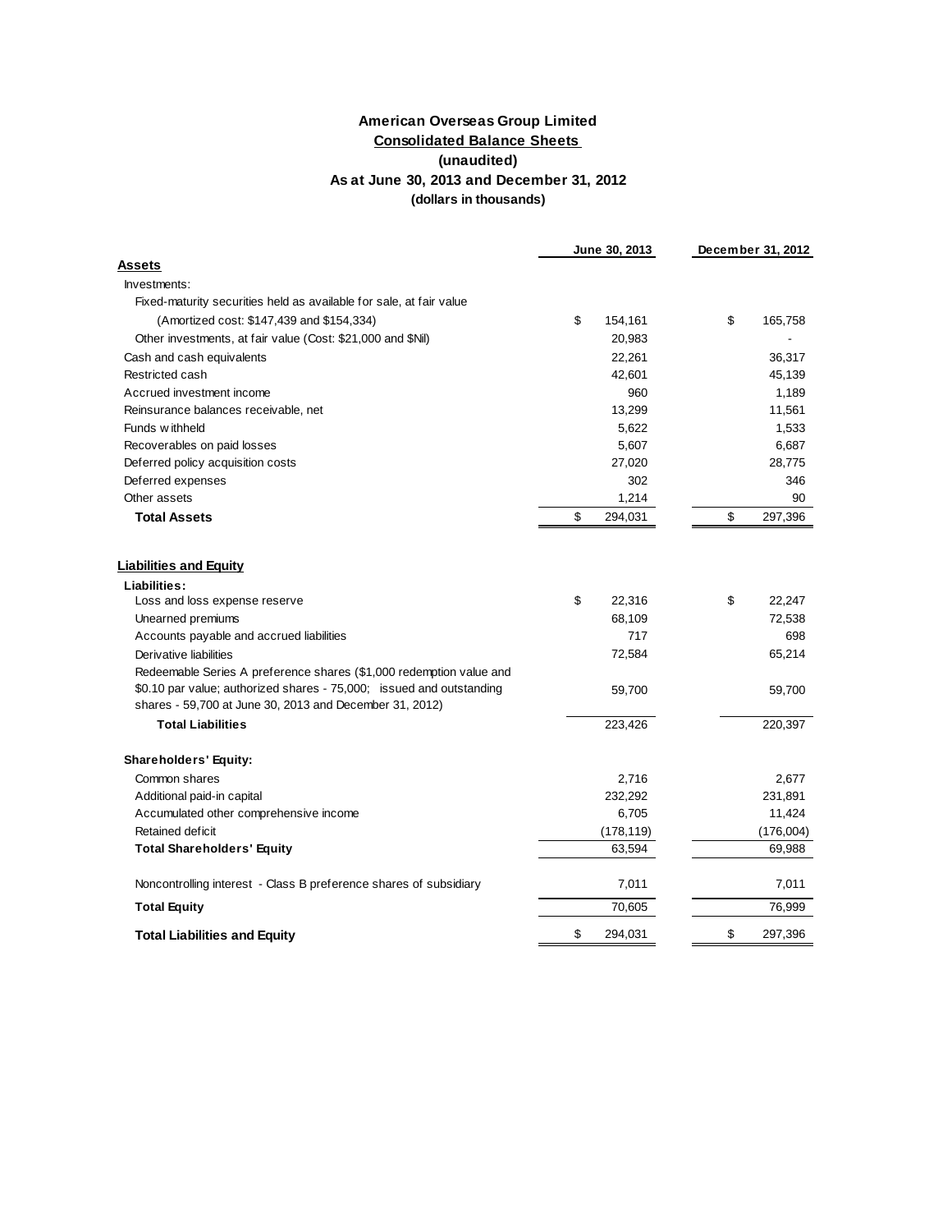# American Overseas Group Limited

## Consolidated Balance Sheets

### (unaudited)

### As at June 30, 2013 and December 31, 2012

#### (dollars in thousands)

| | June 30, 2013 | December 31, 2012 |
|---|---|---|
| **Assets** | | |
| Investments: | | |
| Fixed-maturity securities held as available for sale, at fair value (Amortized cost: $147,439 and $154,334) | $ 154,161 | $ 165,758 |
| Other investments, at fair value (Cost: $21,000 and $Nil) | 20,983 | - |
| Cash and cash equivalents | 22,261 | 36,317 |
| Restricted cash | 42,601 | 45,139 |
| Accrued investment income | 960 | 1,189 |
| Reinsurance balances receivable, net | 13,299 | 11,561 |
| Funds withheld | 5,622 | 1,533 |
| Recoverables on paid losses | 5,607 | 6,687 |
| Deferred policy acquisition costs | 27,020 | 28,775 |
| Deferred expenses | 302 | 346 |
| Other assets | 1,214 | 90 |
| **Total Assets** | $ 294,031 | $ 297,396 |
| | | |
| **Liabilities and Equity** | | |
| **Liabilities:** | | |
| Loss and loss expense reserve | $ 22,316 | $ 22,247 |
| Unearned premiums | 68,109 | 72,538 |
| Accounts payable and accrued liabilities | 717 | 698 |
| Derivative liabilities | 72,584 | 65,214 |
| Redeemable Series A preference shares ($1,000 redemption value and $0.10 par value; authorized shares - 75,000; issued and outstanding shares - 59,700 at June 30, 2013 and December 31, 2012) | 59,700 | 59,700 |
| **Total Liabilities** | 223,426 | 220,397 |
| | | |
| **Shareholders' Equity:** | | |
| Common shares | 2,716 | 2,677 |
| Additional paid-in capital | 232,292 | 231,891 |
| Accumulated other comprehensive income | 6,705 | 11,424 |
| Retained deficit | (178,119) | (176,004) |
| **Total Shareholders' Equity** | 63,594 | 69,988 |
| | | |
| Noncontrolling interest - Class B preference shares of subsidiary | 7,011 | 7,011 |
| **Total Equity** | 70,605 | 76,999 |
| **Total Liabilities and Equity** | $ 294,031 | $ 297,396 |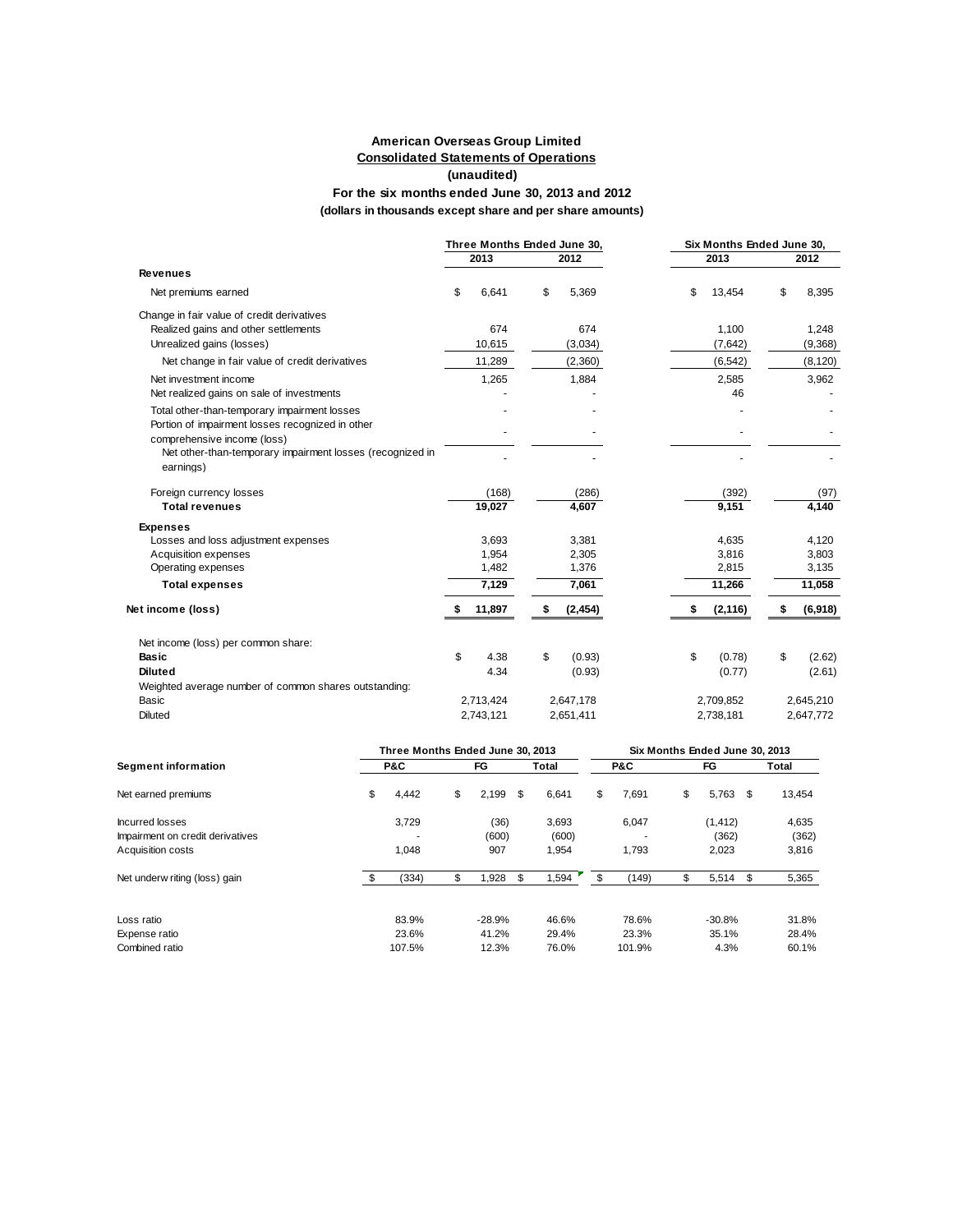# American Overseas Group Limited

## Consolidated Statements of Operations

**(unaudited)**

**For the six months ended June 30, 2013 and 2012**

**(dollars in thousands except share and per share amounts)**

| | Three Months Ended June 30, | | Six Months Ended June 30, | |
|---|---|---|---|---|
| | 2013 | 2012 | 2013 | 2012 |
| **Revenues** | | | | |
| Net premiums earned | $ 6,641 | $ 5,369 | $ 13,454 | $ 8,395 |
| Change in fair value of credit derivatives | | | | |
| Realized gains and other settlements | 674 | 674 | 1,100 | 1,248 |
| Unrealized gains (losses) | 10,615 | (3,034) | (7,642) | (9,368) |
| Net change in fair value of credit derivatives | 11,289 | (2,360) | (6,542) | (8,120) |
| Net investment income | 1,265 | 1,884 | 2,585 | 3,962 |
| Net realized gains on sale of investments | - | - | 46 | - |
| Total other-than-temporary impairment losses | - | - | - | - |
| Portion of impairment losses recognized in other comprehensive income (loss) | - | - | - | - |
| Net other-than-temporary impairment losses (recognized in earnings) | - | - | - | - |
| Foreign currency losses | (168) | (286) | (392) | (97) |
| **Total revenues** | **19,027** | **4,607** | **9,151** | **4,140** |
| **Expenses** | | | | |
| Losses and loss adjustment expenses | 3,693 | 3,381 | 4,635 | 4,120 |
| Acquisition expenses | 1,954 | 2,305 | 3,816 | 3,803 |
| Operating expenses | 1,482 | 1,376 | 2,815 | 3,135 |
| **Total expenses** | **7,129** | **7,061** | **11,266** | **11,058** |
| **Net income (loss)** | **$ 11,897** | **$ (2,454)** | **$ (2,116)** | **$ (6,918)** |
| Net income (loss) per common share: | | | | |
| **Basic** | $ 4.38 | $ (0.93) | $ (0.78) | $ (2.62) |
| **Diluted** | 4.34 | (0.93) | (0.77) | (2.61) |
| Weighted average number of common shares outstanding: | | | | |
| Basic | 2,713,424 | 2,647,178 | 2,709,852 | 2,645,210 |
| Diluted | 2,743,121 | 2,651,411 | 2,738,181 | 2,647,772 |

| | Three Months Ended June 30, 2013 | | | Six Months Ended June 30, 2013 | | |
|---|---|---|---|---|---|---|
| **Segment information** | **P&C** | **FG** | **Total** | **P&C** | **FG** | **Total** |
| Net earned premiums | $ 4,442 | $ 2,199 | $ 6,641 | $ 7,691 | $ 5,763 | $ 13,454 |
| Incurred losses | 3,729 | (36) | 3,693 | 6,047 | (1,412) | 4,635 |
| Impairment on credit derivatives | - | (600) | (600) | - | (362) | (362) |
| Acquisition costs | 1,048 | 907 | 1,954 | 1,793 | 2,023 | 3,816 |
| Net underwriting (loss) gain | $ (334) | $ 1,928 | $ 1,594 | $ (149) | $ 5,514 | $ 5,365 |
| Loss ratio | 83.9% | -28.9% | 46.6% | 78.6% | -30.8% | 31.8% |
| Expense ratio | 23.6% | 41.2% | 29.4% | 23.3% | 35.1% | 28.4% |
| Combined ratio | 107.5% | 12.3% | 76.0% | 101.9% | 4.3% | 60.1% |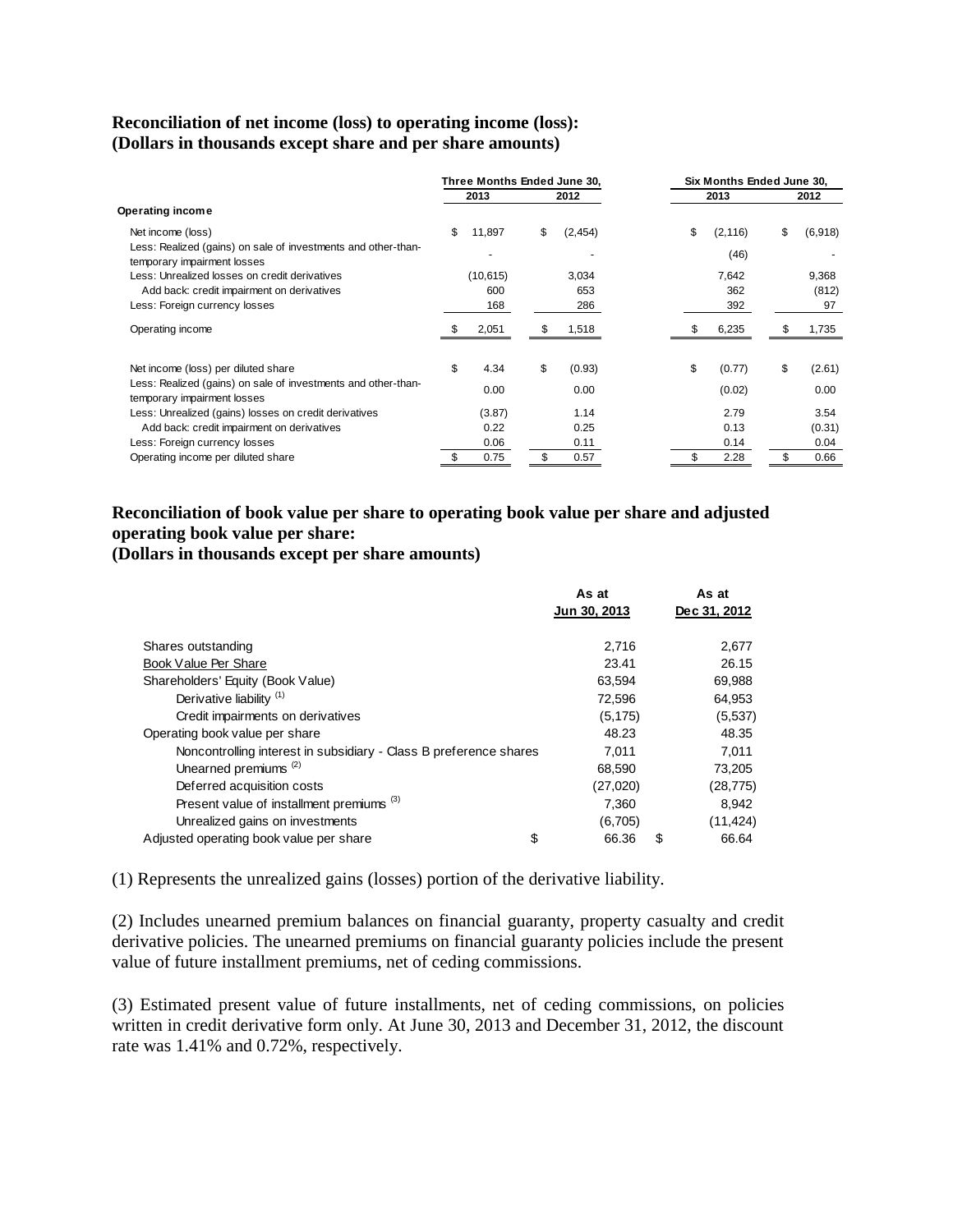**Reconciliation of net income (loss) to operating income (loss):**
**(Dollars in thousands except share and per share amounts)**

| | Three Months Ended June 30, | | Six Months Ended June 30, | |
|---|---|---|---|---|
| | 2013 | 2012 | 2013 | 2012 |
| **Operating income** | | | | |
| Net income (loss) | $ 11,897 | $ (2,454) | $ (2,116) | $ (6,918) |
| Less: Realized (gains) on sale of investments and other-than-temporary impairment losses | - | - | (46) | - |
| Less: Unrealized losses on credit derivatives | (10,615) | 3,034 | 7,642 | 9,368 |
| Add back: credit impairment on derivatives | 600 | 653 | 362 | (812) |
| Less: Foreign currency losses | 168 | 286 | 392 | 97 |
| Operating income | $ 2,051 | $ 1,518 | $ 6,235 | $ 1,735 |
| | | | | |
| Net income (loss) per diluted share | $ 4.34 | $ (0.93) | $ (0.77) | $ (2.61) |
| Less: Realized (gains) on sale of investments and other-than-temporary impairment losses | 0.00 | 0.00 | (0.02) | 0.00 |
| Less: Unrealized (gains) losses on credit derivatives | (3.87) | 1.14 | 2.79 | 3.54 |
| Add back: credit impairment on derivatives | 0.22 | 0.25 | 0.13 | (0.31) |
| Less: Foreign currency losses | 0.06 | 0.11 | 0.14 | 0.04 |
| Operating income per diluted share | $ 0.75 | $ 0.57 | $ 2.28 | $ 0.66 |

**Reconciliation of book value per share to operating book value per share and adjusted operating book value per share:**
**(Dollars in thousands except per share amounts)**

| | As at Jun 30, 2013 | As at Dec 31, 2012 |
|---|---|---|
| Shares outstanding | 2,716 | 2,677 |
| Book Value Per Share | 23.41 | 26.15 |
| Shareholders' Equity (Book Value) | 63,594 | 69,988 |
| Derivative liability (1) | 72,596 | 64,953 |
| Credit impairments on derivatives | (5,175) | (5,537) |
| Operating book value per share | 48.23 | 48.35 |
| Noncontrolling interest in subsidiary - Class B preference shares | 7,011 | 7,011 |
| Unearned premiums (2) | 68,590 | 73,205 |
| Deferred acquisition costs | (27,020) | (28,775) |
| Present value of installment premiums (3) | 7,360 | 8,942 |
| Unrealized gains on investments | (6,705) | (11,424) |
| Adjusted operating book value per share | $ 66.36 | $ 66.64 |

(1) Represents the unrealized gains (losses) portion of the derivative liability.

(2) Includes unearned premium balances on financial guaranty, property casualty and credit derivative policies. The unearned premiums on financial guaranty policies include the present value of future installment premiums, net of ceding commissions.

(3) Estimated present value of future installments, net of ceding commissions, on policies written in credit derivative form only. At June 30, 2013 and December 31, 2012, the discount rate was 1.41% and 0.72%, respectively.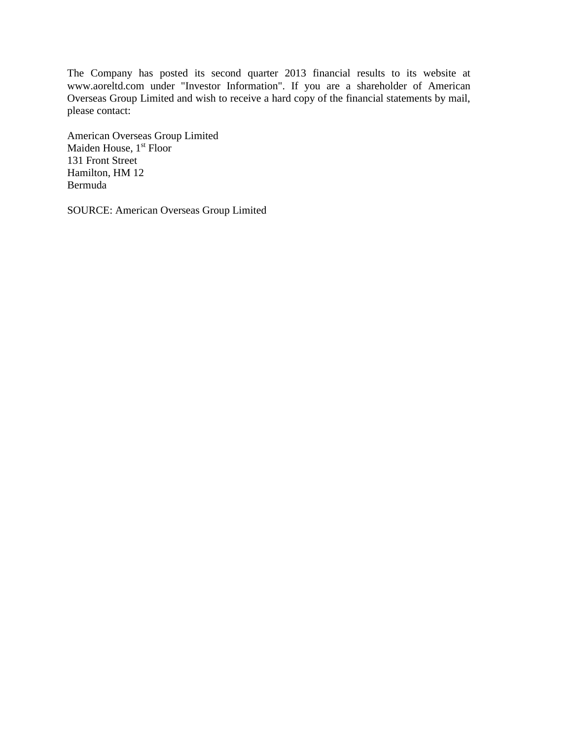The Company has posted its second quarter 2013 financial results to its website at www.aoreltd.com under "Investor Information". If you are a shareholder of American Overseas Group Limited and wish to receive a hard copy of the financial statements by mail, please contact:

American Overseas Group Limited
Maiden House, 1st Floor
131 Front Street
Hamilton, HM 12
Bermuda

SOURCE: American Overseas Group Limited